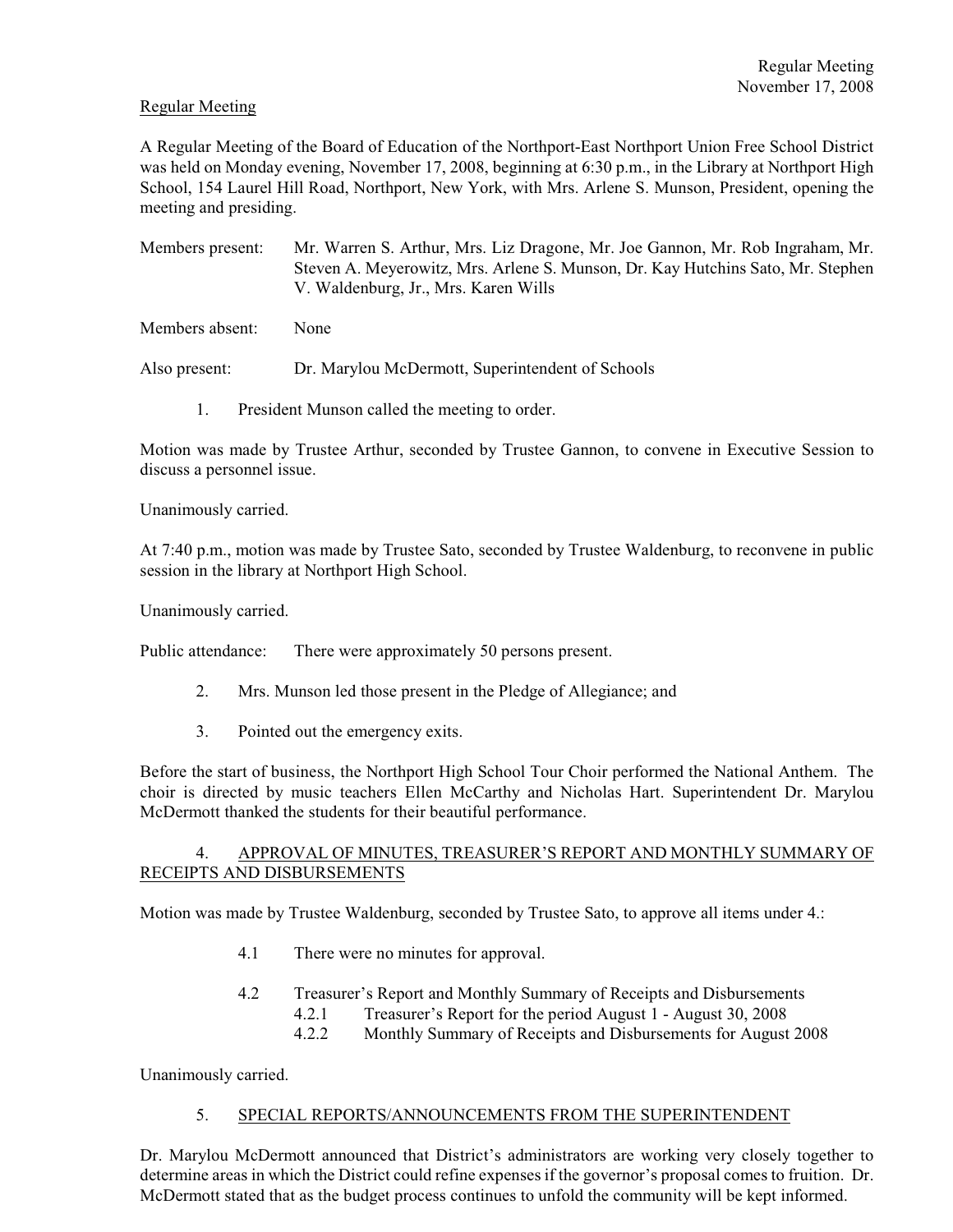Regular Meeting

A Regular Meeting of the Board of Education of the Northport-East Northport Union Free School District was held on Monday evening, November 17, 2008, beginning at 6:30 p.m., in the Library at Northport High School, 154 Laurel Hill Road, Northport, New York, with Mrs. Arlene S. Munson, President, opening the meeting and presiding.

Members present: Mr. Warren S. Arthur, Mrs. Liz Dragone, Mr. Joe Gannon, Mr. Rob Ingraham, Mr. Steven A. Meyerowitz, Mrs. Arlene S. Munson, Dr. Kay Hutchins Sato, Mr. Stephen V. Waldenburg, Jr., Mrs. Karen Wills

Members absent: None

Also present: Dr. Marylou McDermott, Superintendent of Schools

1. President Munson called the meeting to order.

Motion was made by Trustee Arthur, seconded by Trustee Gannon, to convene in Executive Session to discuss a personnel issue.

Unanimously carried.

At 7:40 p.m., motion was made by Trustee Sato, seconded by Trustee Waldenburg, to reconvene in public session in the library at Northport High School.

Unanimously carried.

Public attendance: There were approximately 50 persons present.

2. Mrs. Munson led those present in the Pledge of Allegiance; and

3. Pointed out the emergency exits.

Before the start of business, the Northport High School Tour Choir performed the National Anthem. The choir is directed by music teachers Ellen McCarthy and Nicholas Hart. Superintendent Dr. Marylou McDermott thanked the students for their beautiful performance.

4. APPROVAL OF MINUTES, TREASURER'S REPORT AND MONTHLY SUMMARY OF RECEIPTS AND DISBURSEMENTS

Motion was made by Trustee Waldenburg, seconded by Trustee Sato, to approve all items under 4.:

4.1 There were no minutes for approval.

4.2 Treasurer's Report and Monthly Summary of Receipts and Disbursements
 4.2.1 Treasurer's Report for the period August 1 - August 30, 2008
 4.2.2 Monthly Summary of Receipts and Disbursements for August 2008

Unanimously carried.

5. SPECIAL REPORTS/ANNOUNCEMENTS FROM THE SUPERINTENDENT

Dr. Marylou McDermott announced that District's administrators are working very closely together to determine areas in which the District could refine expenses if the governor's proposal comes to fruition. Dr. McDermott stated that as the budget process continues to unfold the community will be kept informed.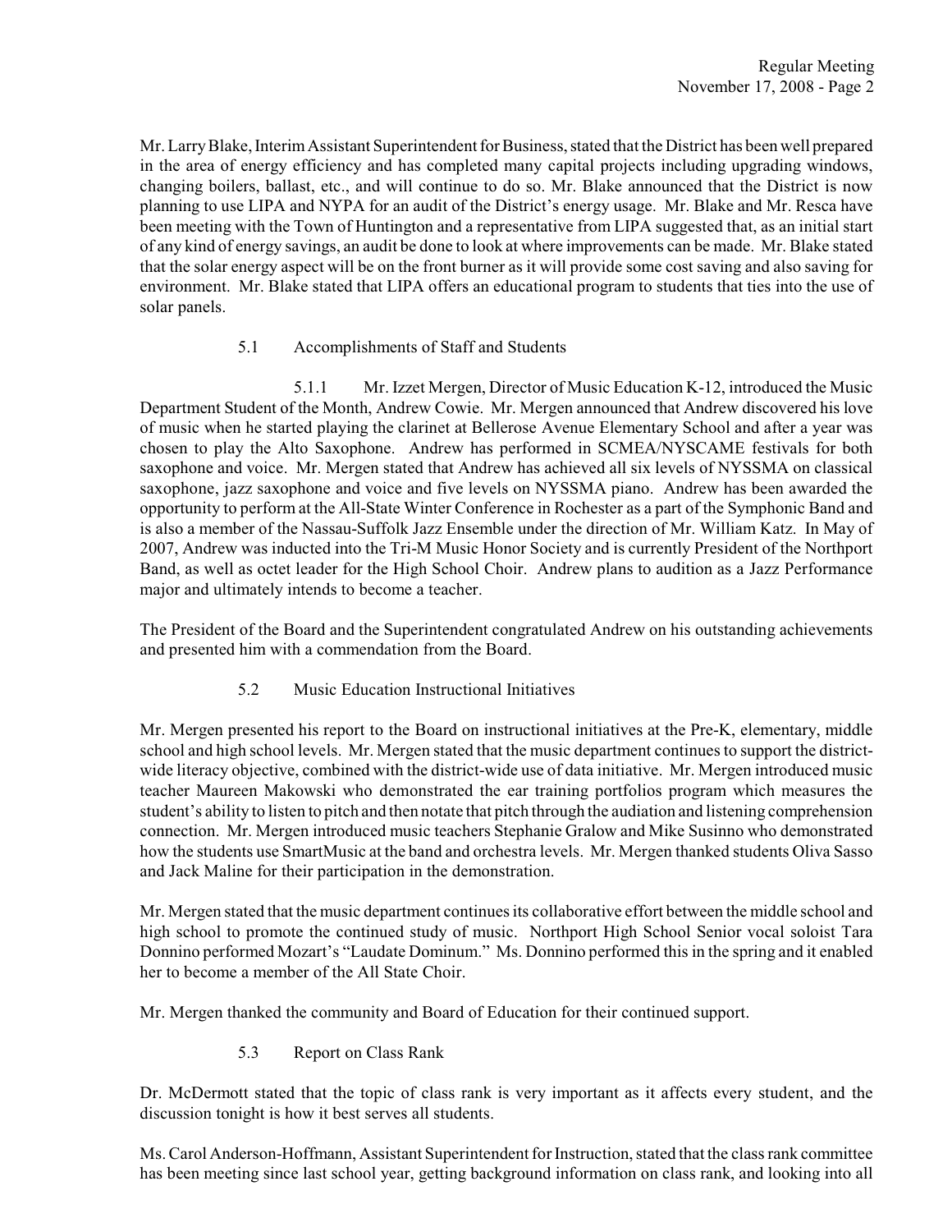Mr. Larry Blake, Interim Assistant Superintendent for Business, stated that the District has been well prepared in the area of energy efficiency and has completed many capital projects including upgrading windows, changing boilers, ballast, etc., and will continue to do so. Mr. Blake announced that the District is now planning to use LIPA and NYPA for an audit of the District's energy usage. Mr. Blake and Mr. Resca have been meeting with the Town of Huntington and a representative from LIPA suggested that, as an initial start of any kind of energy savings, an audit be done to look at where improvements can be made. Mr. Blake stated that the solar energy aspect will be on the front burner as it will provide some cost saving and also saving for environment. Mr. Blake stated that LIPA offers an educational program to students that ties into the use of solar panels.

5.1 Accomplishments of Staff and Students

5.1.1 Mr. Izzet Mergen, Director of Music Education K-12, introduced the Music Department Student of the Month, Andrew Cowie. Mr. Mergen announced that Andrew discovered his love of music when he started playing the clarinet at Bellerose Avenue Elementary School and after a year was chosen to play the Alto Saxophone. Andrew has performed in SCMEA/NYSCAME festivals for both saxophone and voice. Mr. Mergen stated that Andrew has achieved all six levels of NYSSMA on classical saxophone, jazz saxophone and voice and five levels on NYSSMA piano. Andrew has been awarded the opportunity to perform at the All-State Winter Conference in Rochester as a part of the Symphonic Band and is also a member of the Nassau-Suffolk Jazz Ensemble under the direction of Mr. William Katz. In May of 2007, Andrew was inducted into the Tri-M Music Honor Society and is currently President of the Northport Band, as well as octet leader for the High School Choir. Andrew plans to audition as a Jazz Performance major and ultimately intends to become a teacher.

The President of the Board and the Superintendent congratulated Andrew on his outstanding achievements and presented him with a commendation from the Board.

5.2 Music Education Instructional Initiatives

Mr. Mergen presented his report to the Board on instructional initiatives at the Pre-K, elementary, middle school and high school levels. Mr. Mergen stated that the music department continues to support the district-wide literacy objective, combined with the district-wide use of data initiative. Mr. Mergen introduced music teacher Maureen Makowski who demonstrated the ear training portfolios program which measures the student's ability to listen to pitch and then notate that pitch through the audiation and listening comprehension connection. Mr. Mergen introduced music teachers Stephanie Gralow and Mike Susinno who demonstrated how the students use SmartMusic at the band and orchestra levels. Mr. Mergen thanked students Oliva Sasso and Jack Maline for their participation in the demonstration.

Mr. Mergen stated that the music department continues its collaborative effort between the middle school and high school to promote the continued study of music. Northport High School Senior vocal soloist Tara Donnino performed Mozart's "Laudate Dominum." Ms. Donnino performed this in the spring and it enabled her to become a member of the All State Choir.

Mr. Mergen thanked the community and Board of Education for their continued support.

5.3 Report on Class Rank

Dr. McDermott stated that the topic of class rank is very important as it affects every student, and the discussion tonight is how it best serves all students.

Ms. Carol Anderson-Hoffmann, Assistant Superintendent for Instruction, stated that the class rank committee has been meeting since last school year, getting background information on class rank, and looking into all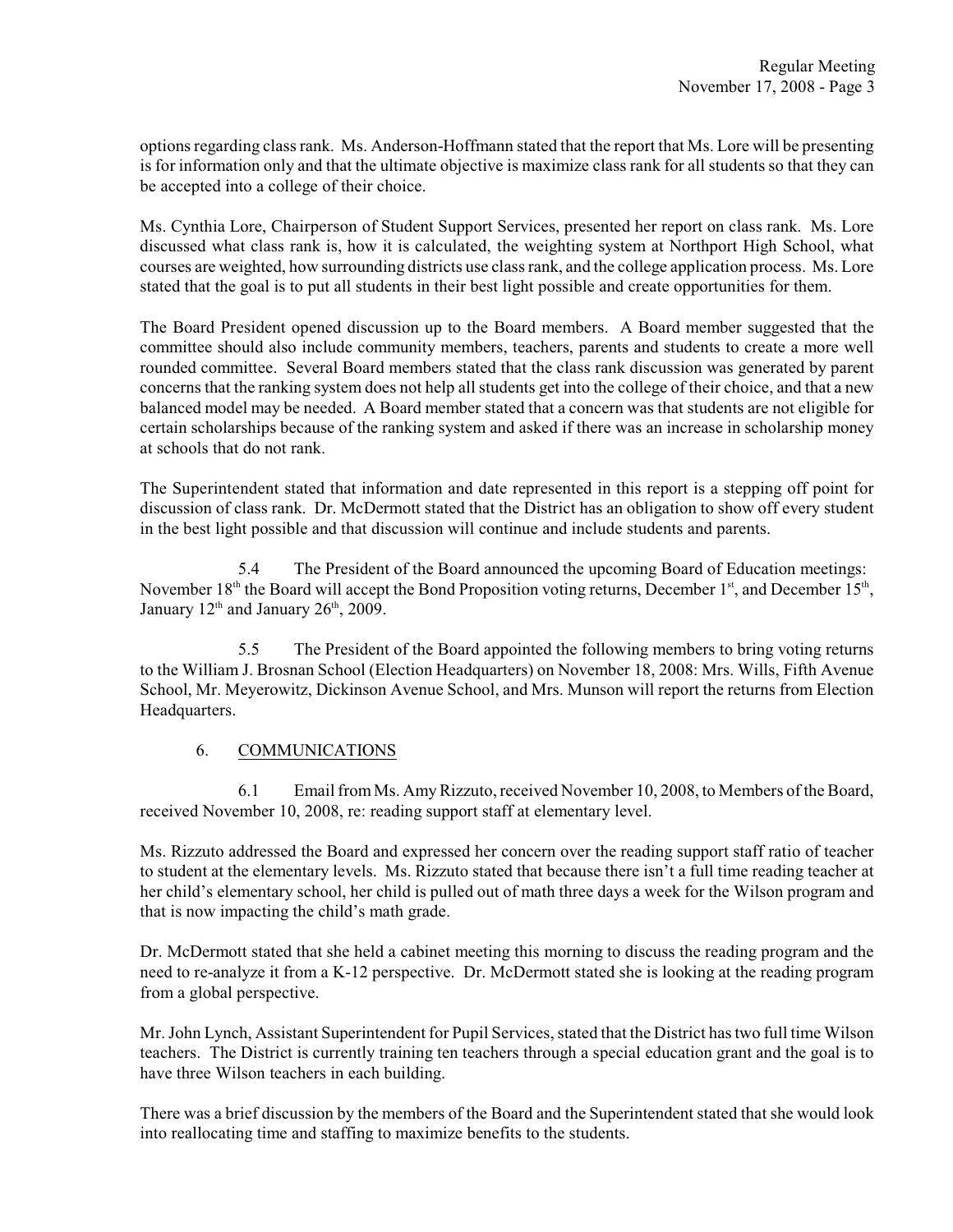options regarding class rank. Ms. Anderson-Hoffmann stated that the report that Ms. Lore will be presenting is for information only and that the ultimate objective is maximize class rank for all students so that they can be accepted into a college of their choice.

Ms. Cynthia Lore, Chairperson of Student Support Services, presented her report on class rank. Ms. Lore discussed what class rank is, how it is calculated, the weighting system at Northport High School, what courses are weighted, how surrounding districts use class rank, and the college application process. Ms. Lore stated that the goal is to put all students in their best light possible and create opportunities for them.

The Board President opened discussion up to the Board members. A Board member suggested that the committee should also include community members, teachers, parents and students to create a more well rounded committee. Several Board members stated that the class rank discussion was generated by parent concerns that the ranking system does not help all students get into the college of their choice, and that a new balanced model may be needed. A Board member stated that a concern was that students are not eligible for certain scholarships because of the ranking system and asked if there was an increase in scholarship money at schools that do not rank.

The Superintendent stated that information and date represented in this report is a stepping off point for discussion of class rank. Dr. McDermott stated that the District has an obligation to show off every student in the best light possible and that discussion will continue and include students and parents.

5.4 The President of the Board announced the upcoming Board of Education meetings: November 18th the Board will accept the Bond Proposition voting returns, December 1st, and December 15th, January 12th and January 26th, 2009.

5.5 The President of the Board appointed the following members to bring voting returns to the William J. Brosnan School (Election Headquarters) on November 18, 2008: Mrs. Wills, Fifth Avenue School, Mr. Meyerowitz, Dickinson Avenue School, and Mrs. Munson will report the returns from Election Headquarters.

## 6. COMMUNICATIONS

6.1 Email from Ms. Amy Rizzuto, received November 10, 2008, to Members of the Board, received November 10, 2008, re: reading support staff at elementary level.

Ms. Rizzuto addressed the Board and expressed her concern over the reading support staff ratio of teacher to student at the elementary levels. Ms. Rizzuto stated that because there isn't a full time reading teacher at her child's elementary school, her child is pulled out of math three days a week for the Wilson program and that is now impacting the child's math grade.

Dr. McDermott stated that she held a cabinet meeting this morning to discuss the reading program and the need to re-analyze it from a K-12 perspective. Dr. McDermott stated she is looking at the reading program from a global perspective.

Mr. John Lynch, Assistant Superintendent for Pupil Services, stated that the District has two full time Wilson teachers. The District is currently training ten teachers through a special education grant and the goal is to have three Wilson teachers in each building.

There was a brief discussion by the members of the Board and the Superintendent stated that she would look into reallocating time and staffing to maximize benefits to the students.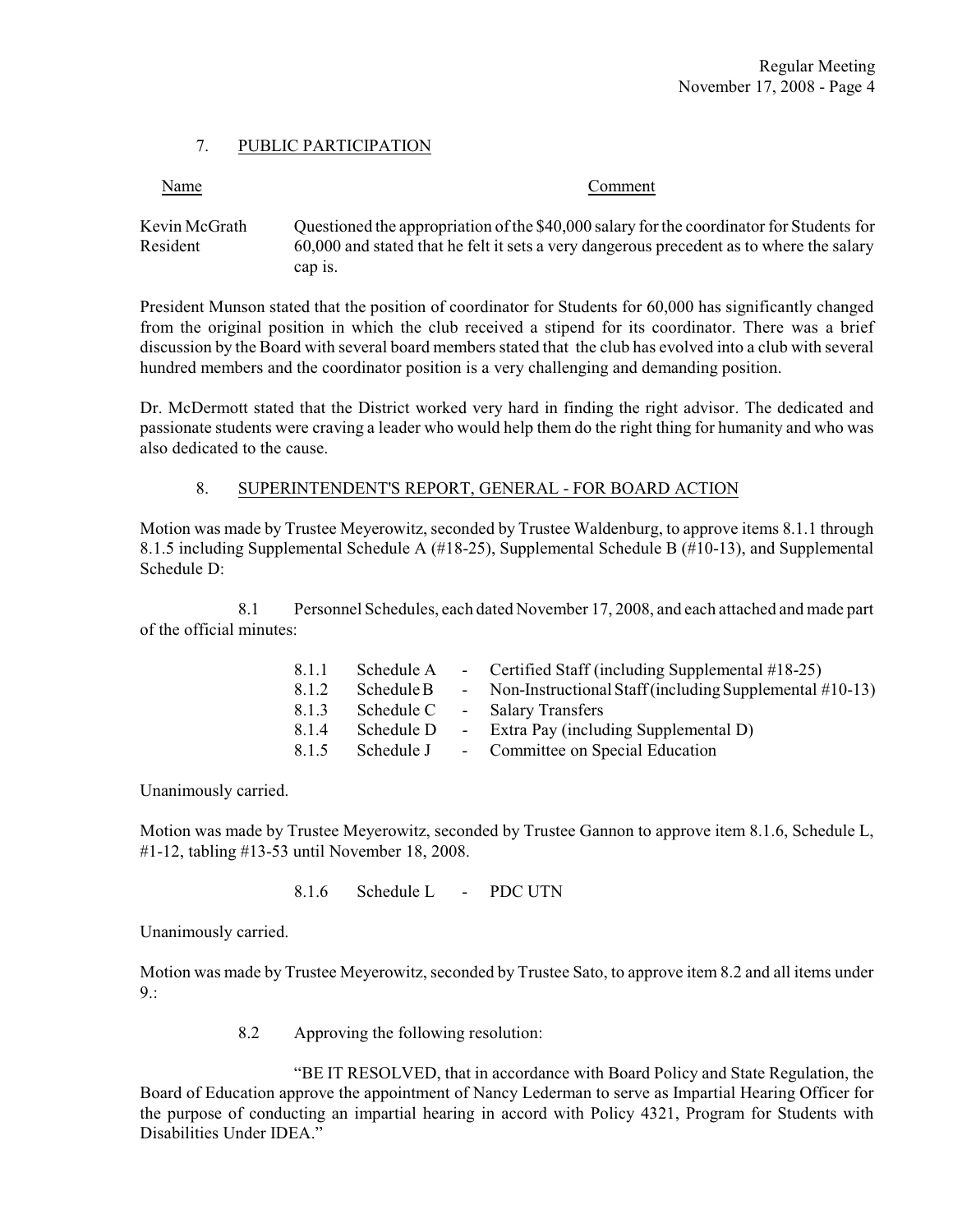## 7. PUBLIC PARTICIPATION

| Name | Comment |
|---|---|
| Kevin McGrath<br>Resident | Questioned the appropriation of the $40,000 salary for the coordinator for Students for 60,000 and stated that he felt it sets a very dangerous precedent as to where the salary cap is. |

President Munson stated that the position of coordinator for Students for 60,000 has significantly changed from the original position in which the club received a stipend for its coordinator. There was a brief discussion by the Board with several board members stated that the club has evolved into a club with several hundred members and the coordinator position is a very challenging and demanding position.

Dr. McDermott stated that the District worked very hard in finding the right advisor. The dedicated and passionate students were craving a leader who would help them do the right thing for humanity and who was also dedicated to the cause.

## 8. SUPERINTENDENT'S REPORT, GENERAL - FOR BOARD ACTION

Motion was made by Trustee Meyerowitz, seconded by Trustee Waldenburg, to approve items 8.1.1 through 8.1.5 including Supplemental Schedule A (#18-25), Supplemental Schedule B (#10-13), and Supplemental Schedule D:

8.1 Personnel Schedules, each dated November 17, 2008, and each attached and made part of the official minutes:

| | | | |
|---|---|---|---|
| 8.1.1 | Schedule A | - | Certified Staff (including Supplemental #18-25) |
| 8.1.2 | Schedule B | - | Non-Instructional Staff (including Supplemental #10-13) |
| 8.1.3 | Schedule C | - | Salary Transfers |
| 8.1.4 | Schedule D | - | Extra Pay (including Supplemental D) |
| 8.1.5 | Schedule J | - | Committee on Special Education |

Unanimously carried.

Motion was made by Trustee Meyerowitz, seconded by Trustee Gannon to approve item 8.1.6, Schedule L, #1-12, tabling #13-53 until November 18, 2008.

8.1.6 Schedule L - PDC UTN

Unanimously carried.

Motion was made by Trustee Meyerowitz, seconded by Trustee Sato, to approve item 8.2 and all items under 9.:

8.2 Approving the following resolution:

"BE IT RESOLVED, that in accordance with Board Policy and State Regulation, the Board of Education approve the appointment of Nancy Lederman to serve as Impartial Hearing Officer for the purpose of conducting an impartial hearing in accord with Policy 4321, Program for Students with Disabilities Under IDEA."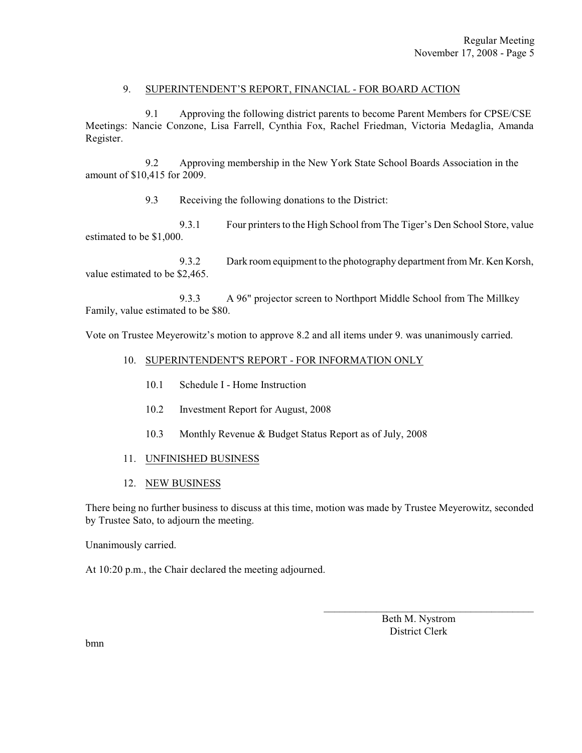## 9. SUPERINTENDENT'S REPORT, FINANCIAL - FOR BOARD ACTION

9.1 Approving the following district parents to become Parent Members for CPSE/CSE Meetings: Nancie Conzone, Lisa Farrell, Cynthia Fox, Rachel Friedman, Victoria Medaglia, Amanda Register.

9.2 Approving membership in the New York State School Boards Association in the amount of $10,415 for 2009.

9.3 Receiving the following donations to the District:

9.3.1 Four printers to the High School from The Tiger's Den School Store, value estimated to be $1,000.

9.3.2 Dark room equipment to the photography department from Mr. Ken Korsh, value estimated to be $2,465.

9.3.3 A 96" projector screen to Northport Middle School from The Millkey Family, value estimated to be $80.

Vote on Trustee Meyerowitz's motion to approve 8.2 and all items under 9. was unanimously carried.

## 10. SUPERINTENDENT'S REPORT - FOR INFORMATION ONLY

10.1 Schedule I - Home Instruction

10.2 Investment Report for August, 2008

10.3 Monthly Revenue & Budget Status Report as of July, 2008

## 11. UNFINISHED BUSINESS

## 12. NEW BUSINESS

There being no further business to discuss at this time, motion was made by Trustee Meyerowitz, seconded by Trustee Sato, to adjourn the meeting.

Unanimously carried.

At 10:20 p.m., the Chair declared the meeting adjourned.

\_\_\_\_\_\_\_\_\_\_\_\_\_\_\_\_\_\_\_\_\_\_\_\_\_\_\_\_\_\_\_\_\_\_\_\_\_\_

Beth M. Nystrom
District Clerk

bmn